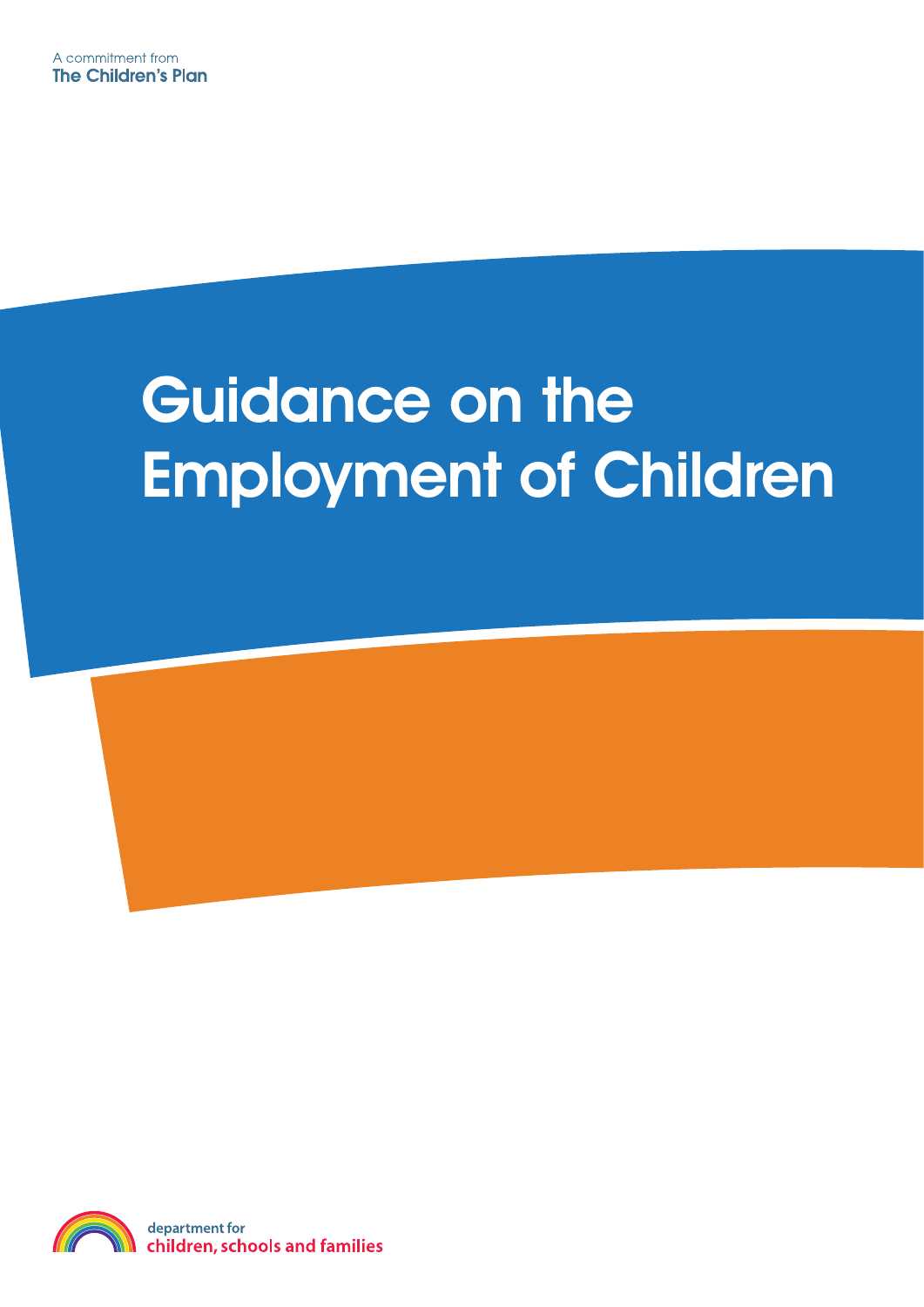A commitment from
**The Children's Plan**

# Guidance on the Employment of Children

department for
children, schools and families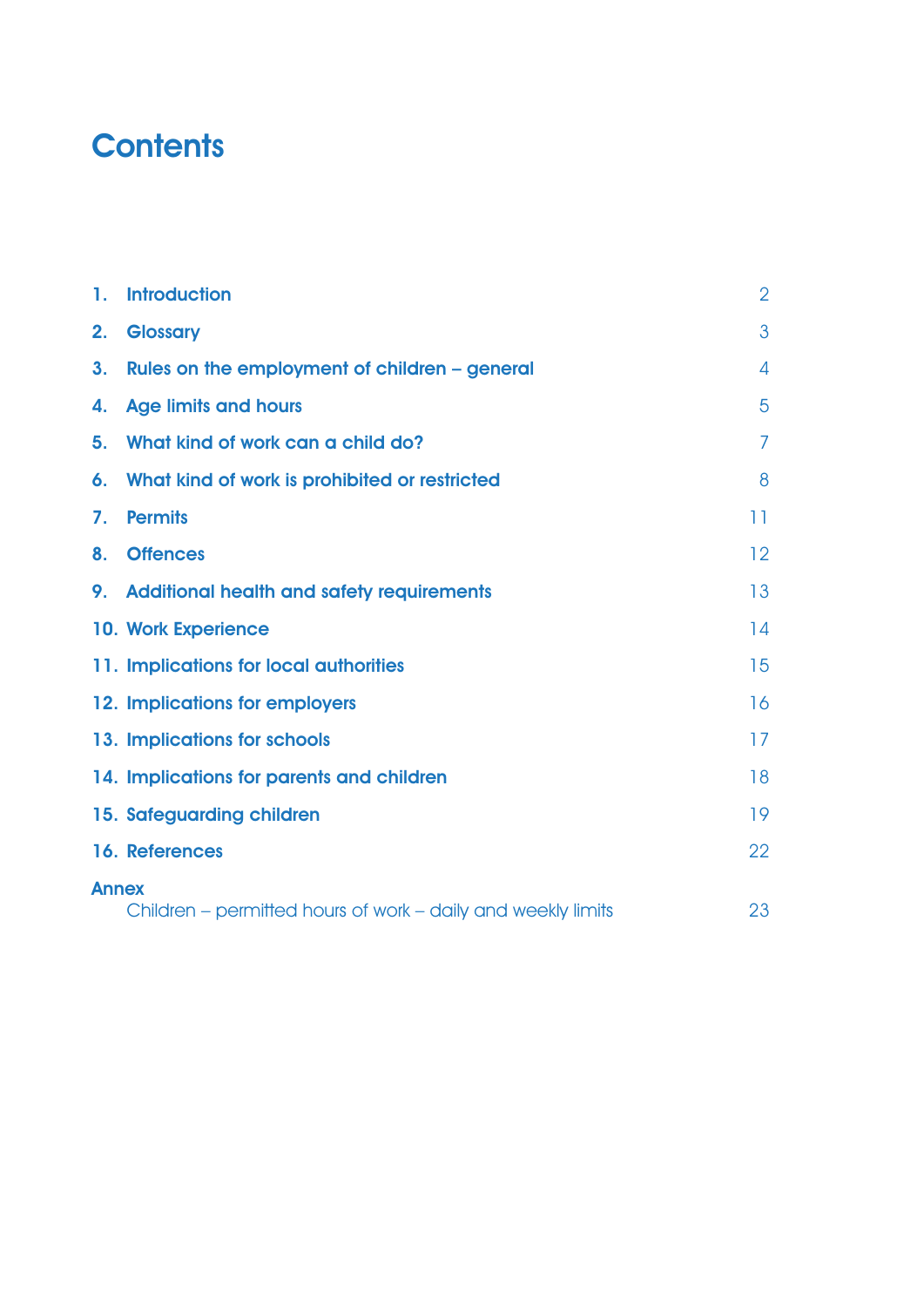# Contents

| | | |
|---|---|---|
| 1. | Introduction | 2 |
| 2. | Glossary | 3 |
| 3. | Rules on the employment of children – general | 4 |
| 4. | Age limits and hours | 5 |
| 5. | What kind of work can a child do? | 7 |
| 6. | What kind of work is prohibited or restricted | 8 |
| 7. | Permits | 11 |
| 8. | Offences | 12 |
| 9. | Additional health and safety requirements | 13 |
| 10. | Work Experience | 14 |
| 11. | Implications for local authorities | 15 |
| 12. | Implications for employers | 16 |
| 13. | Implications for schools | 17 |
| 14. | Implications for parents and children | 18 |
| 15. | Safeguarding children | 19 |
| 16. | References | 22 |
| Annex | Children – permitted hours of work – daily and weekly limits | 23 |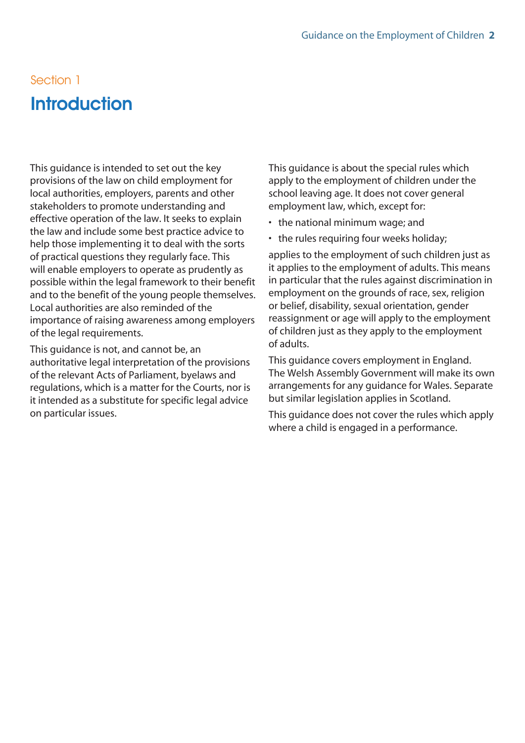Section 1

# Introduction

This guidance is intended to set out the key provisions of the law on child employment for local authorities, employers, parents and other stakeholders to promote understanding and effective operation of the law. It seeks to explain the law and include some best practice advice to help those implementing it to deal with the sorts of practical questions they regularly face. This will enable employers to operate as prudently as possible within the legal framework to their benefit and to the benefit of the young people themselves. Local authorities are also reminded of the importance of raising awareness among employers of the legal requirements.

This guidance is not, and cannot be, an authoritative legal interpretation of the provisions of the relevant Acts of Parliament, byelaws and regulations, which is a matter for the Courts, nor is it intended as a substitute for specific legal advice on particular issues.

This guidance is about the special rules which apply to the employment of children under the school leaving age. It does not cover general employment law, which, except for:

- the national minimum wage; and
- the rules requiring four weeks holiday;

applies to the employment of such children just as it applies to the employment of adults. This means in particular that the rules against discrimination in employment on the grounds of race, sex, religion or belief, disability, sexual orientation, gender reassignment or age will apply to the employment of children just as they apply to the employment of adults.

This guidance covers employment in England. The Welsh Assembly Government will make its own arrangements for any guidance for Wales. Separate but similar legislation applies in Scotland.

This guidance does not cover the rules which apply where a child is engaged in a performance.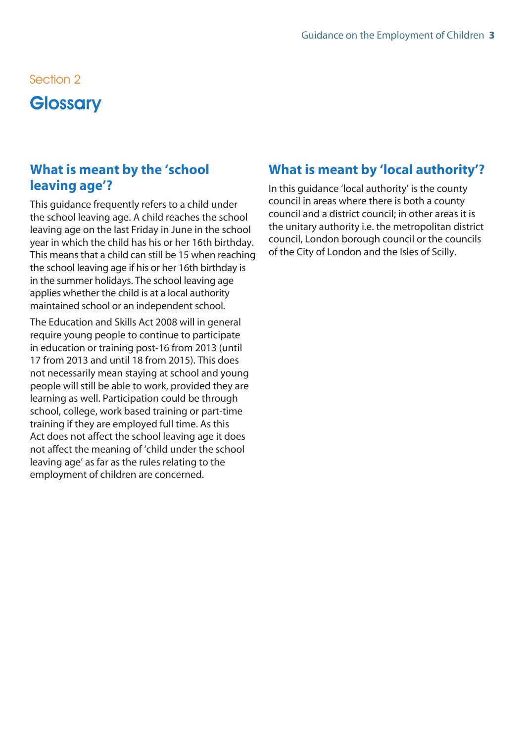Section 2

# Glossary

## What is meant by the 'school leaving age'?

This guidance frequently refers to a child under the school leaving age. A child reaches the school leaving age on the last Friday in June in the school year in which the child has his or her 16th birthday. This means that a child can still be 15 when reaching the school leaving age if his or her 16th birthday is in the summer holidays. The school leaving age applies whether the child is at a local authority maintained school or an independent school.

The Education and Skills Act 2008 will in general require young people to continue to participate in education or training post-16 from 2013 (until 17 from 2013 and until 18 from 2015). This does not necessarily mean staying at school and young people will still be able to work, provided they are learning as well. Participation could be through school, college, work based training or part-time training if they are employed full time. As this Act does not affect the school leaving age it does not affect the meaning of 'child under the school leaving age' as far as the rules relating to the employment of children are concerned.

## What is meant by 'local authority'?

In this guidance 'local authority' is the county council in areas where there is both a county council and a district council; in other areas it is the unitary authority i.e. the metropolitan district council, London borough council or the councils of the City of London and the Isles of Scilly.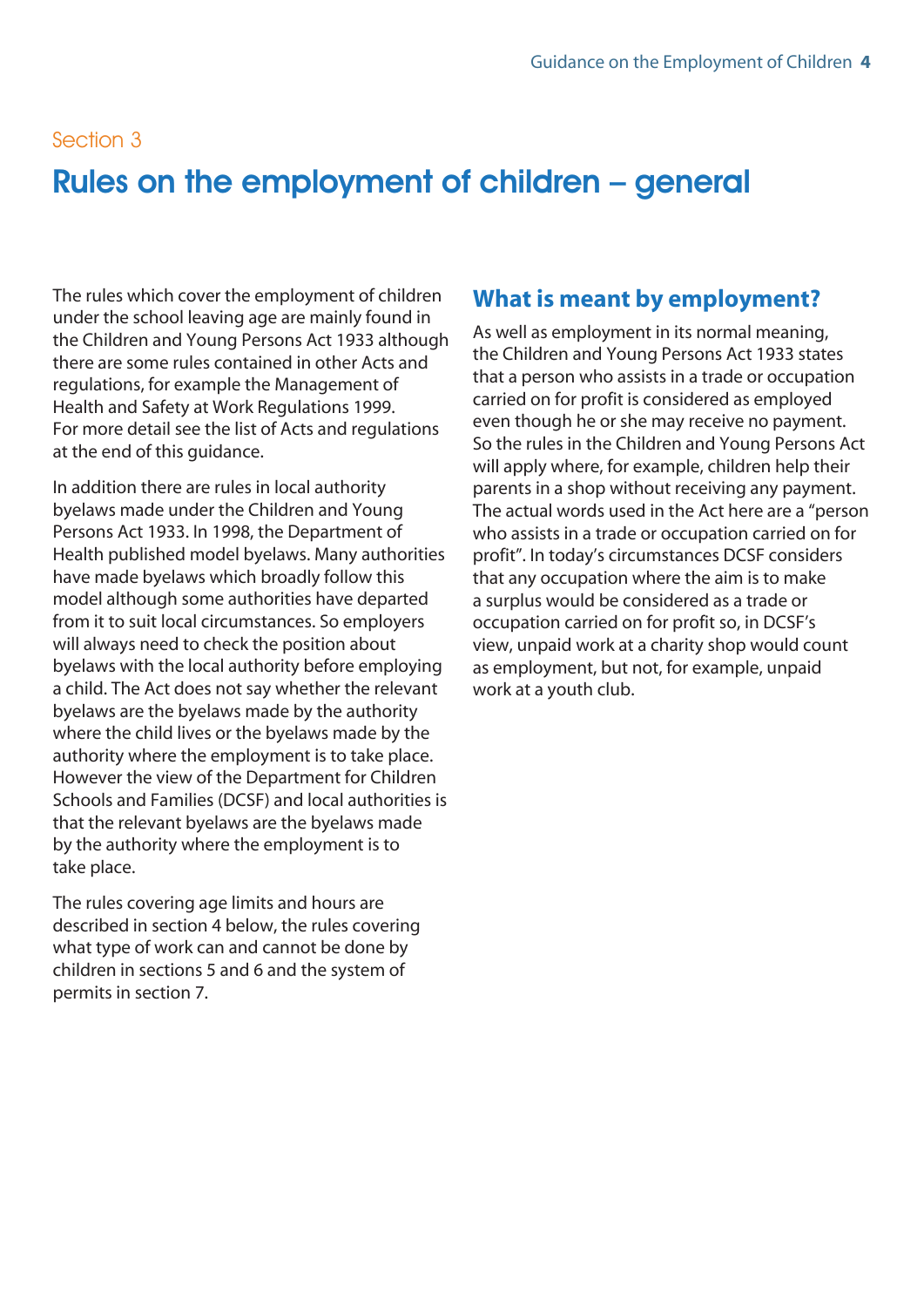Section 3

# Rules on the employment of children – general

The rules which cover the employment of children under the school leaving age are mainly found in the Children and Young Persons Act 1933 although there are some rules contained in other Acts and regulations, for example the Management of Health and Safety at Work Regulations 1999. For more detail see the list of Acts and regulations at the end of this guidance.

In addition there are rules in local authority byelaws made under the Children and Young Persons Act 1933. In 1998, the Department of Health published model byelaws. Many authorities have made byelaws which broadly follow this model although some authorities have departed from it to suit local circumstances. So employers will always need to check the position about byelaws with the local authority before employing a child. The Act does not say whether the relevant byelaws are the byelaws made by the authority where the child lives or the byelaws made by the authority where the employment is to take place. However the view of the Department for Children Schools and Families (DCSF) and local authorities is that the relevant byelaws are the byelaws made by the authority where the employment is to take place.

The rules covering age limits and hours are described in section 4 below, the rules covering what type of work can and cannot be done by children in sections 5 and 6 and the system of permits in section 7.

## What is meant by employment?

As well as employment in its normal meaning, the Children and Young Persons Act 1933 states that a person who assists in a trade or occupation carried on for profit is considered as employed even though he or she may receive no payment. So the rules in the Children and Young Persons Act will apply where, for example, children help their parents in a shop without receiving any payment. The actual words used in the Act here are a "person who assists in a trade or occupation carried on for profit". In today's circumstances DCSF considers that any occupation where the aim is to make a surplus would be considered as a trade or occupation carried on for profit so, in DCSF's view, unpaid work at a charity shop would count as employment, but not, for example, unpaid work at a youth club.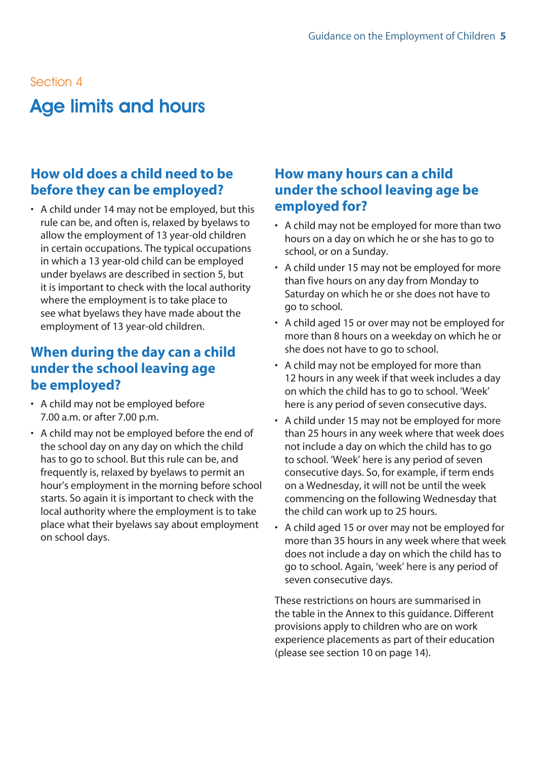Section 4

# Age limits and hours

## How old does a child need to be before they can be employed?

- A child under 14 may not be employed, but this rule can be, and often is, relaxed by byelaws to allow the employment of 13 year-old children in certain occupations. The typical occupations in which a 13 year-old child can be employed under byelaws are described in section 5, but it is important to check with the local authority where the employment is to take place to see what byelaws they have made about the employment of 13 year-old children.

## When during the day can a child under the school leaving age be employed?

- A child may not be employed before 7.00 a.m. or after 7.00 p.m.
- A child may not be employed before the end of the school day on any day on which the child has to go to school. But this rule can be, and frequently is, relaxed by byelaws to permit an hour's employment in the morning before school starts. So again it is important to check with the local authority where the employment is to take place what their byelaws say about employment on school days.

## How many hours can a child under the school leaving age be employed for?

- A child may not be employed for more than two hours on a day on which he or she has to go to school, or on a Sunday.
- A child under 15 may not be employed for more than five hours on any day from Monday to Saturday on which he or she does not have to go to school.
- A child aged 15 or over may not be employed for more than 8 hours on a weekday on which he or she does not have to go to school.
- A child may not be employed for more than 12 hours in any week if that week includes a day on which the child has to go to school. 'Week' here is any period of seven consecutive days.
- A child under 15 may not be employed for more than 25 hours in any week where that week does not include a day on which the child has to go to school. 'Week' here is any period of seven consecutive days. So, for example, if term ends on a Wednesday, it will not be until the week commencing on the following Wednesday that the child can work up to 25 hours.
- A child aged 15 or over may not be employed for more than 35 hours in any week where that week does not include a day on which the child has to go to school. Again, 'week' here is any period of seven consecutive days.

These restrictions on hours are summarised in the table in the Annex to this guidance. Different provisions apply to children who are on work experience placements as part of their education (please see section 10 on page 14).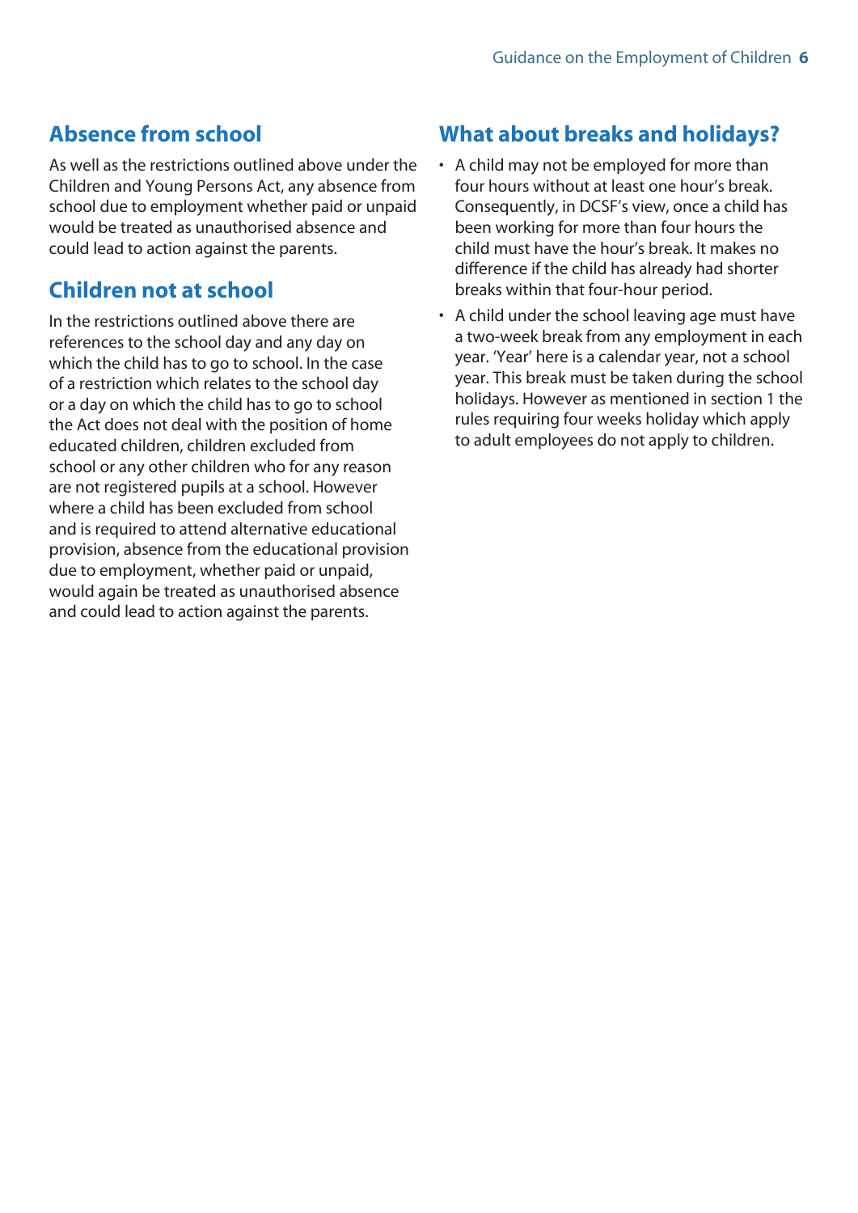## Absence from school

As well as the restrictions outlined above under the Children and Young Persons Act, any absence from school due to employment whether paid or unpaid would be treated as unauthorised absence and could lead to action against the parents.

## Children not at school

In the restrictions outlined above there are references to the school day and any day on which the child has to go to school. In the case of a restriction which relates to the school day or a day on which the child has to go to school the Act does not deal with the position of home educated children, children excluded from school or any other children who for any reason are not registered pupils at a school. However where a child has been excluded from school and is required to attend alternative educational provision, absence from the educational provision due to employment, whether paid or unpaid, would again be treated as unauthorised absence and could lead to action against the parents.

## What about breaks and holidays?

- A child may not be employed for more than four hours without at least one hour's break. Consequently, in DCSF's view, once a child has been working for more than four hours the child must have the hour's break. It makes no difference if the child has already had shorter breaks within that four-hour period.
- A child under the school leaving age must have a two-week break from any employment in each year. 'Year' here is a calendar year, not a school year. This break must be taken during the school holidays. However as mentioned in section 1 the rules requiring four weeks holiday which apply to adult employees do not apply to children.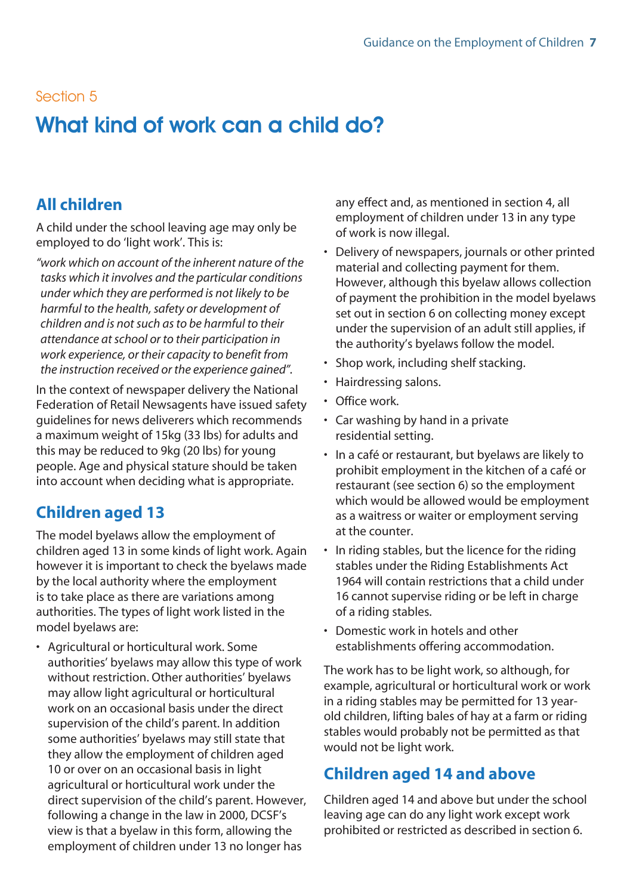Section 5

# What kind of work can a child do?

## All children

A child under the school leaving age may only be employed to do 'light work'. This is:

*"work which on account of the inherent nature of the tasks which it involves and the particular conditions under which they are performed is not likely to be harmful to the health, safety or development of children and is not such as to be harmful to their attendance at school or to their participation in work experience, or their capacity to benefit from the instruction received or the experience gained".*

In the context of newspaper delivery the National Federation of Retail Newsagents have issued safety guidelines for news deliverers which recommends a maximum weight of 15kg (33 lbs) for adults and this may be reduced to 9kg (20 lbs) for young people. Age and physical stature should be taken into account when deciding what is appropriate.

## Children aged 13

The model byelaws allow the employment of children aged 13 in some kinds of light work. Again however it is important to check the byelaws made by the local authority where the employment is to take place as there are variations among authorities. The types of light work listed in the model byelaws are:

- Agricultural or horticultural work. Some authorities' byelaws may allow this type of work without restriction. Other authorities' byelaws may allow light agricultural or horticultural work on an occasional basis under the direct supervision of the child's parent. In addition some authorities' byelaws may still state that they allow the employment of children aged 10 or over on an occasional basis in light agricultural or horticultural work under the direct supervision of the child's parent. However, following a change in the law in 2000, DCSF's view is that a byelaw in this form, allowing the employment of children under 13 no longer has any effect and, as mentioned in section 4, all employment of children under 13 in any type of work is now illegal.
- Delivery of newspapers, journals or other printed material and collecting payment for them. However, although this byelaw allows collection of payment the prohibition in the model byelaws set out in section 6 on collecting money except under the supervision of an adult still applies, if the authority's byelaws follow the model.
- Shop work, including shelf stacking.
- Hairdressing salons.
- Office work.
- Car washing by hand in a private residential setting.
- In a café or restaurant, but byelaws are likely to prohibit employment in the kitchen of a café or restaurant (see section 6) so the employment which would be allowed would be employment as a waitress or waiter or employment serving at the counter.
- In riding stables, but the licence for the riding stables under the Riding Establishments Act 1964 will contain restrictions that a child under 16 cannot supervise riding or be left in charge of a riding stables.
- Domestic work in hotels and other establishments offering accommodation.

The work has to be light work, so although, for example, agricultural or horticultural work or work in a riding stables may be permitted for 13 year-old children, lifting bales of hay at a farm or riding stables would probably not be permitted as that would not be light work.

## Children aged 14 and above

Children aged 14 and above but under the school leaving age can do any light work except work prohibited or restricted as described in section 6.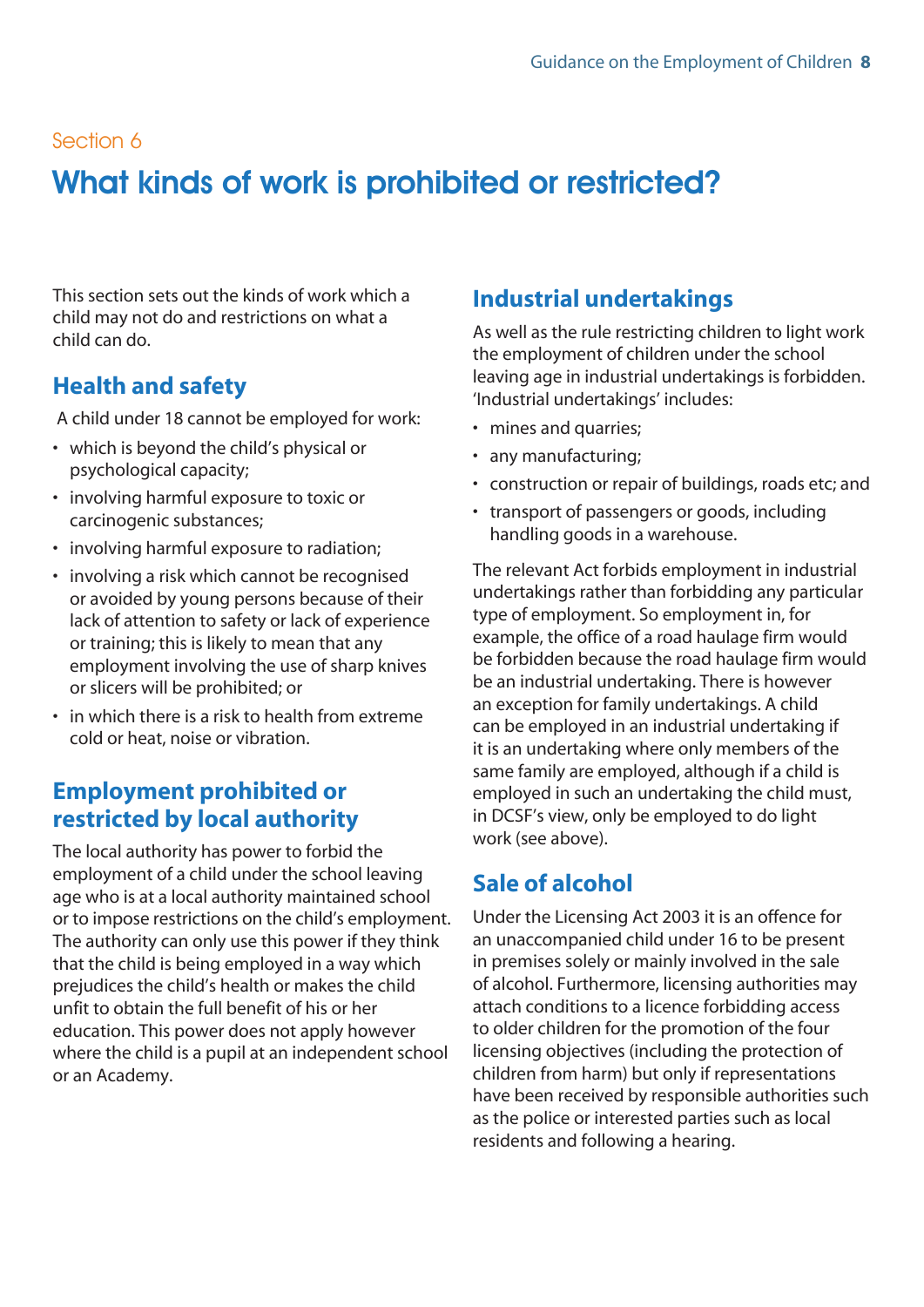Section 6

# What kinds of work is prohibited or restricted?

This section sets out the kinds of work which a child may not do and restrictions on what a child can do.

## Health and safety

A child under 18 cannot be employed for work:

- which is beyond the child's physical or psychological capacity;
- involving harmful exposure to toxic or carcinogenic substances;
- involving harmful exposure to radiation;
- involving a risk which cannot be recognised or avoided by young persons because of their lack of attention to safety or lack of experience or training; this is likely to mean that any employment involving the use of sharp knives or slicers will be prohibited; or
- in which there is a risk to health from extreme cold or heat, noise or vibration.

## Employment prohibited or restricted by local authority

The local authority has power to forbid the employment of a child under the school leaving age who is at a local authority maintained school or to impose restrictions on the child's employment. The authority can only use this power if they think that the child is being employed in a way which prejudices the child's health or makes the child unfit to obtain the full benefit of his or her education. This power does not apply however where the child is a pupil at an independent school or an Academy.

## Industrial undertakings

As well as the rule restricting children to light work the employment of children under the school leaving age in industrial undertakings is forbidden. 'Industrial undertakings' includes:

- mines and quarries;
- any manufacturing;
- construction or repair of buildings, roads etc; and
- transport of passengers or goods, including handling goods in a warehouse.

The relevant Act forbids employment in industrial undertakings rather than forbidding any particular type of employment. So employment in, for example, the office of a road haulage firm would be forbidden because the road haulage firm would be an industrial undertaking. There is however an exception for family undertakings. A child can be employed in an industrial undertaking if it is an undertaking where only members of the same family are employed, although if a child is employed in such an undertaking the child must, in DCSF's view, only be employed to do light work (see above).

## Sale of alcohol

Under the Licensing Act 2003 it is an offence for an unaccompanied child under 16 to be present in premises solely or mainly involved in the sale of alcohol. Furthermore, licensing authorities may attach conditions to a licence forbidding access to older children for the promotion of the four licensing objectives (including the protection of children from harm) but only if representations have been received by responsible authorities such as the police or interested parties such as local residents and following a hearing.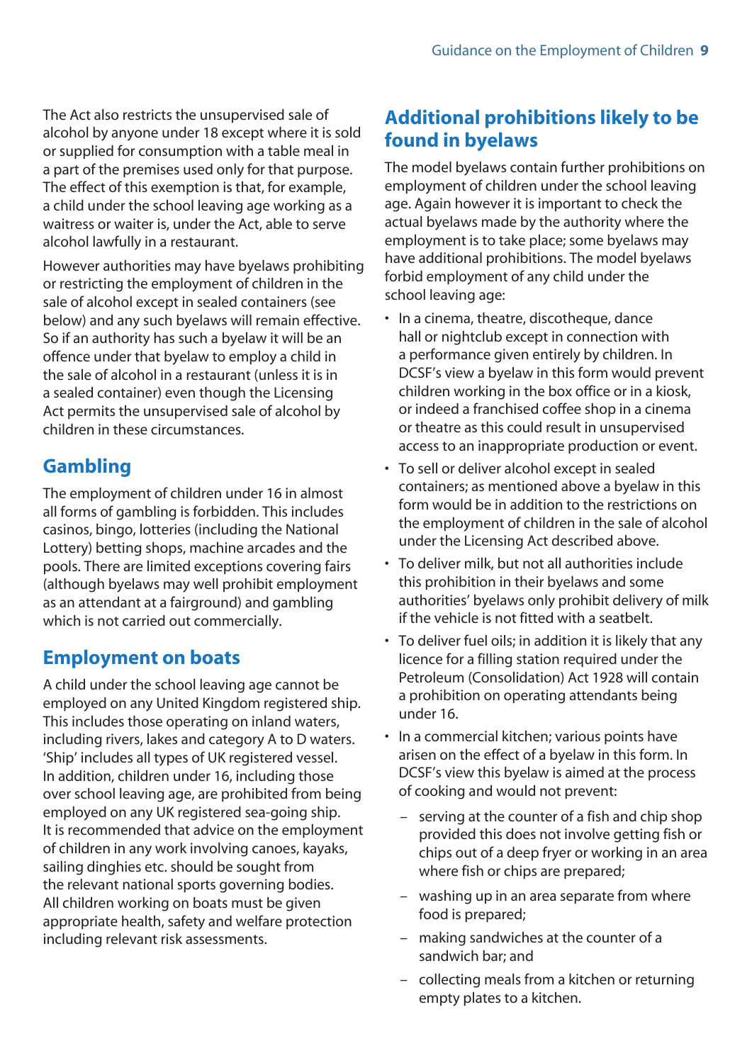The Act also restricts the unsupervised sale of alcohol by anyone under 18 except where it is sold or supplied for consumption with a table meal in a part of the premises used only for that purpose. The effect of this exemption is that, for example, a child under the school leaving age working as a waitress or waiter is, under the Act, able to serve alcohol lawfully in a restaurant.

However authorities may have byelaws prohibiting or restricting the employment of children in the sale of alcohol except in sealed containers (see below) and any such byelaws will remain effective. So if an authority has such a byelaw it will be an offence under that byelaw to employ a child in the sale of alcohol in a restaurant (unless it is in a sealed container) even though the Licensing Act permits the unsupervised sale of alcohol by children in these circumstances.

## Gambling

The employment of children under 16 in almost all forms of gambling is forbidden. This includes casinos, bingo, lotteries (including the National Lottery) betting shops, machine arcades and the pools. There are limited exceptions covering fairs (although byelaws may well prohibit employment as an attendant at a fairground) and gambling which is not carried out commercially.

## Employment on boats

A child under the school leaving age cannot be employed on any United Kingdom registered ship. This includes those operating on inland waters, including rivers, lakes and category A to D waters. 'Ship' includes all types of UK registered vessel. In addition, children under 16, including those over school leaving age, are prohibited from being employed on any UK registered sea-going ship. It is recommended that advice on the employment of children in any work involving canoes, kayaks, sailing dinghies etc. should be sought from the relevant national sports governing bodies. All children working on boats must be given appropriate health, safety and welfare protection including relevant risk assessments.

## Additional prohibitions likely to be found in byelaws

The model byelaws contain further prohibitions on employment of children under the school leaving age. Again however it is important to check the actual byelaws made by the authority where the employment is to take place; some byelaws may have additional prohibitions. The model byelaws forbid employment of any child under the school leaving age:

- In a cinema, theatre, discotheque, dance hall or nightclub except in connection with a performance given entirely by children. In DCSF's view a byelaw in this form would prevent children working in the box office or in a kiosk, or indeed a franchised coffee shop in a cinema or theatre as this could result in unsupervised access to an inappropriate production or event.
- To sell or deliver alcohol except in sealed containers; as mentioned above a byelaw in this form would be in addition to the restrictions on the employment of children in the sale of alcohol under the Licensing Act described above.
- To deliver milk, but not all authorities include this prohibition in their byelaws and some authorities' byelaws only prohibit delivery of milk if the vehicle is not fitted with a seatbelt.
- To deliver fuel oils; in addition it is likely that any licence for a filling station required under the Petroleum (Consolidation) Act 1928 will contain a prohibition on operating attendants being under 16.
- In a commercial kitchen; various points have arisen on the effect of a byelaw in this form. In DCSF's view this byelaw is aimed at the process of cooking and would not prevent:
  - serving at the counter of a fish and chip shop provided this does not involve getting fish or chips out of a deep fryer or working in an area where fish or chips are prepared;
  - washing up in an area separate from where food is prepared;
  - making sandwiches at the counter of a sandwich bar; and
  - collecting meals from a kitchen or returning empty plates to a kitchen.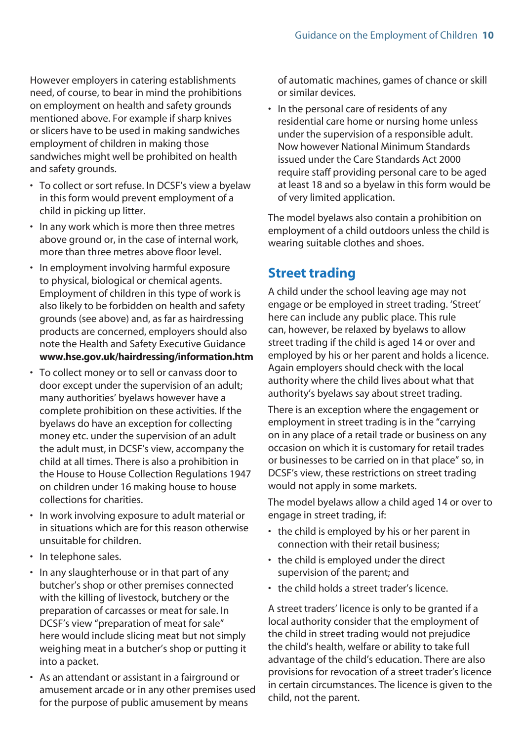However employers in catering establishments need, of course, to bear in mind the prohibitions on employment on health and safety grounds mentioned above. For example if sharp knives or slicers have to be used in making sandwiches employment of children in making those sandwiches might well be prohibited on health and safety grounds.

- To collect or sort refuse. In DCSF's view a byelaw in this form would prevent employment of a child in picking up litter.
- In any work which is more then three metres above ground or, in the case of internal work, more than three metres above floor level.
- In employment involving harmful exposure to physical, biological or chemical agents. Employment of children in this type of work is also likely to be forbidden on health and safety grounds (see above) and, as far as hairdressing products are concerned, employers should also note the Health and Safety Executive Guidance **www.hse.gov.uk/hairdressing/information.htm**
- To collect money or to sell or canvass door to door except under the supervision of an adult; many authorities' byelaws however have a complete prohibition on these activities. If the byelaws do have an exception for collecting money etc. under the supervision of an adult the adult must, in DCSF's view, accompany the child at all times. There is also a prohibition in the House to House Collection Regulations 1947 on children under 16 making house to house collections for charities.
- In work involving exposure to adult material or in situations which are for this reason otherwise unsuitable for children.
- In telephone sales.
- In any slaughterhouse or in that part of any butcher's shop or other premises connected with the killing of livestock, butchery or the preparation of carcasses or meat for sale. In DCSF's view "preparation of meat for sale" here would include slicing meat but not simply weighing meat in a butcher's shop or putting it into a packet.
- As an attendant or assistant in a fairground or amusement arcade or in any other premises used for the purpose of public amusement by means of automatic machines, games of chance or skill or similar devices.
- In the personal care of residents of any residential care home or nursing home unless under the supervision of a responsible adult. Now however National Minimum Standards issued under the Care Standards Act 2000 require staff providing personal care to be aged at least 18 and so a byelaw in this form would be of very limited application.

The model byelaws also contain a prohibition on employment of a child outdoors unless the child is wearing suitable clothes and shoes.

## Street trading

A child under the school leaving age may not engage or be employed in street trading. 'Street' here can include any public place. This rule can, however, be relaxed by byelaws to allow street trading if the child is aged 14 or over and employed by his or her parent and holds a licence. Again employers should check with the local authority where the child lives about what that authority's byelaws say about street trading.

There is an exception where the engagement or employment in street trading is in the "carrying on in any place of a retail trade or business on any occasion on which it is customary for retail trades or businesses to be carried on in that place" so, in DCSF's view, these restrictions on street trading would not apply in some markets.

The model byelaws allow a child aged 14 or over to engage in street trading, if:

- the child is employed by his or her parent in connection with their retail business;
- the child is employed under the direct supervision of the parent; and
- the child holds a street trader's licence.

A street traders' licence is only to be granted if a local authority consider that the employment of the child in street trading would not prejudice the child's health, welfare or ability to take full advantage of the child's education. There are also provisions for revocation of a street trader's licence in certain circumstances. The licence is given to the child, not the parent.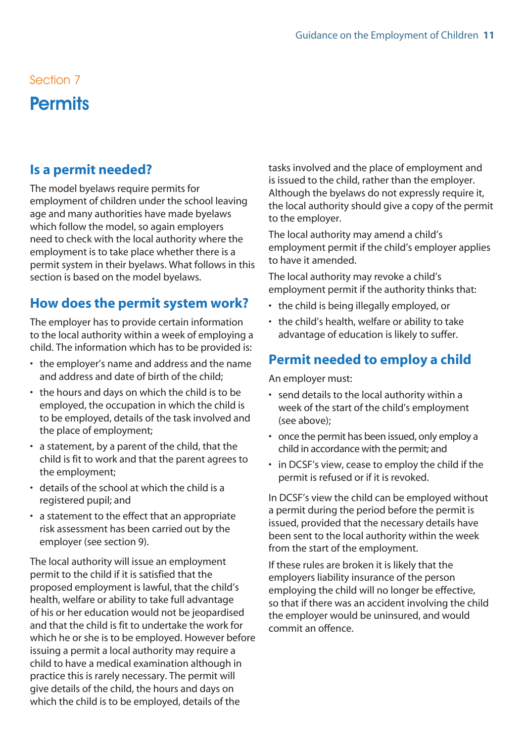Section 7

# Permits

## Is a permit needed?

The model byelaws require permits for employment of children under the school leaving age and many authorities have made byelaws which follow the model, so again employers need to check with the local authority where the employment is to take place whether there is a permit system in their byelaws. What follows in this section is based on the model byelaws.

## How does the permit system work?

The employer has to provide certain information to the local authority within a week of employing a child. The information which has to be provided is:

- the employer's name and address and the name and address and date of birth of the child;
- the hours and days on which the child is to be employed, the occupation in which the child is to be employed, details of the task involved and the place of employment;
- a statement, by a parent of the child, that the child is fit to work and that the parent agrees to the employment;
- details of the school at which the child is a registered pupil; and
- a statement to the effect that an appropriate risk assessment has been carried out by the employer (see section 9).

The local authority will issue an employment permit to the child if it is satisfied that the proposed employment is lawful, that the child's health, welfare or ability to take full advantage of his or her education would not be jeopardised and that the child is fit to undertake the work for which he or she is to be employed. However before issuing a permit a local authority may require a child to have a medical examination although in practice this is rarely necessary. The permit will give details of the child, the hours and days on which the child is to be employed, details of the tasks involved and the place of employment and is issued to the child, rather than the employer. Although the byelaws do not expressly require it, the local authority should give a copy of the permit to the employer.

The local authority may amend a child's employment permit if the child's employer applies to have it amended.

The local authority may revoke a child's employment permit if the authority thinks that:

- the child is being illegally employed, or
- the child's health, welfare or ability to take advantage of education is likely to suffer.

## Permit needed to employ a child

An employer must:

- send details to the local authority within a week of the start of the child's employment (see above);
- once the permit has been issued, only employ a child in accordance with the permit; and
- in DCSF's view, cease to employ the child if the permit is refused or if it is revoked.

In DCSF's view the child can be employed without a permit during the period before the permit is issued, provided that the necessary details have been sent to the local authority within the week from the start of the employment.

If these rules are broken it is likely that the employers liability insurance of the person employing the child will no longer be effective, so that if there was an accident involving the child the employer would be uninsured, and would commit an offence.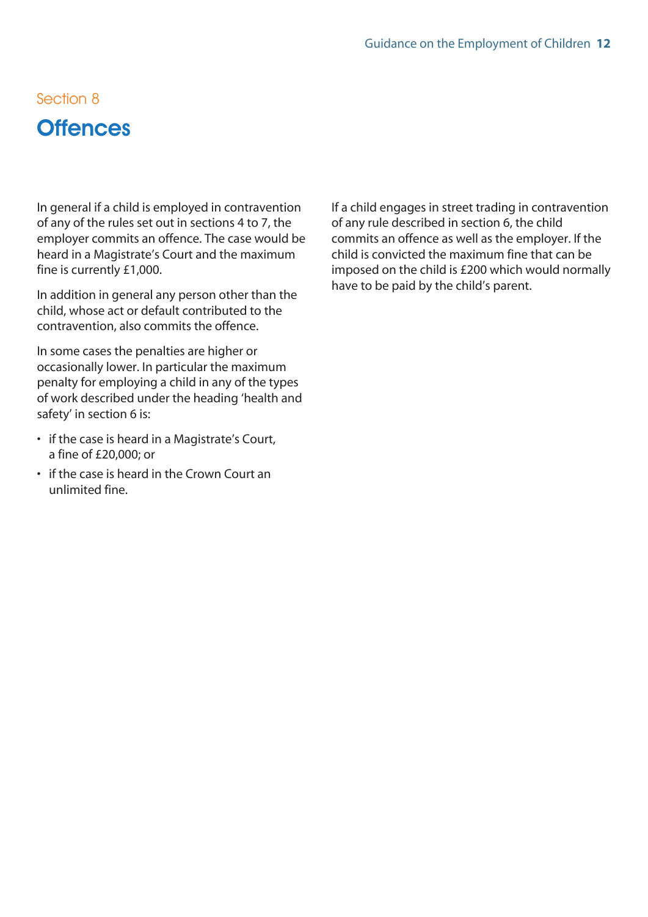## Section 8

# Offences

In general if a child is employed in contravention of any of the rules set out in sections 4 to 7, the employer commits an offence. The case would be heard in a Magistrate's Court and the maximum fine is currently £1,000.

In addition in general any person other than the child, whose act or default contributed to the contravention, also commits the offence.

In some cases the penalties are higher or occasionally lower. In particular the maximum penalty for employing a child in any of the types of work described under the heading 'health and safety' in section 6 is:

- if the case is heard in a Magistrate's Court, a fine of £20,000; or
- if the case is heard in the Crown Court an unlimited fine.

If a child engages in street trading in contravention of any rule described in section 6, the child commits an offence as well as the employer. If the child is convicted the maximum fine that can be imposed on the child is £200 which would normally have to be paid by the child's parent.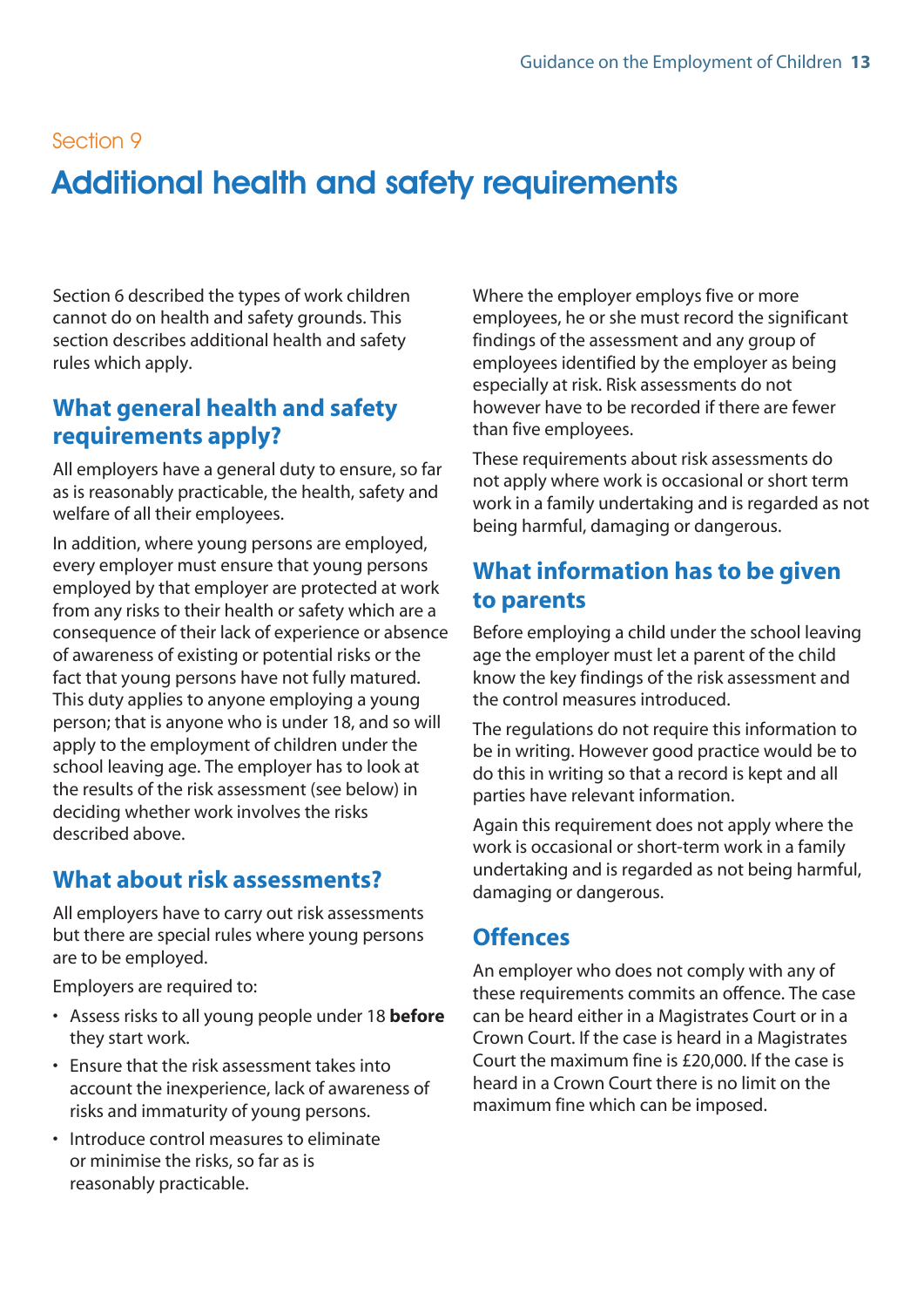Section 9

# Additional health and safety requirements

Section 6 described the types of work children cannot do on health and safety grounds. This section describes additional health and safety rules which apply.

## What general health and safety requirements apply?

All employers have a general duty to ensure, so far as is reasonably practicable, the health, safety and welfare of all their employees.

In addition, where young persons are employed, every employer must ensure that young persons employed by that employer are protected at work from any risks to their health or safety which are a consequence of their lack of experience or absence of awareness of existing or potential risks or the fact that young persons have not fully matured. This duty applies to anyone employing a young person; that is anyone who is under 18, and so will apply to the employment of children under the school leaving age. The employer has to look at the results of the risk assessment (see below) in deciding whether work involves the risks described above.

## What about risk assessments?

All employers have to carry out risk assessments but there are special rules where young persons are to be employed.

Employers are required to:

- Assess risks to all young people under 18 **before** they start work.
- Ensure that the risk assessment takes into account the inexperience, lack of awareness of risks and immaturity of young persons.
- Introduce control measures to eliminate or minimise the risks, so far as is reasonably practicable.

Where the employer employs five or more employees, he or she must record the significant findings of the assessment and any group of employees identified by the employer as being especially at risk. Risk assessments do not however have to be recorded if there are fewer than five employees.

These requirements about risk assessments do not apply where work is occasional or short term work in a family undertaking and is regarded as not being harmful, damaging or dangerous.

## What information has to be given to parents

Before employing a child under the school leaving age the employer must let a parent of the child know the key findings of the risk assessment and the control measures introduced.

The regulations do not require this information to be in writing. However good practice would be to do this in writing so that a record is kept and all parties have relevant information.

Again this requirement does not apply where the work is occasional or short-term work in a family undertaking and is regarded as not being harmful, damaging or dangerous.

## Offences

An employer who does not comply with any of these requirements commits an offence. The case can be heard either in a Magistrates Court or in a Crown Court. If the case is heard in a Magistrates Court the maximum fine is £20,000. If the case is heard in a Crown Court there is no limit on the maximum fine which can be imposed.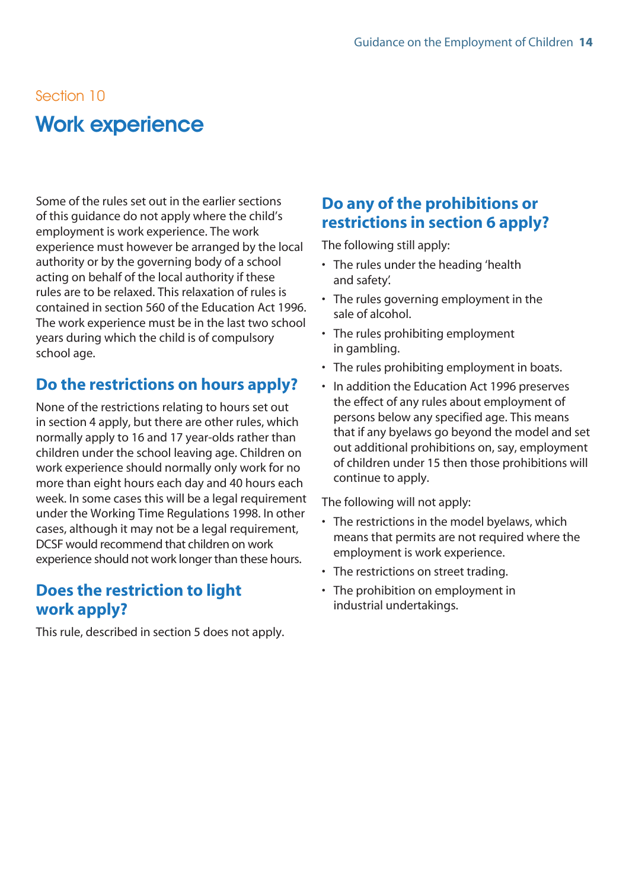Section 10

# Work experience

Some of the rules set out in the earlier sections of this guidance do not apply where the child's employment is work experience. The work experience must however be arranged by the local authority or by the governing body of a school acting on behalf of the local authority if these rules are to be relaxed. This relaxation of rules is contained in section 560 of the Education Act 1996. The work experience must be in the last two school years during which the child is of compulsory school age.

## Do the restrictions on hours apply?

None of the restrictions relating to hours set out in section 4 apply, but there are other rules, which normally apply to 16 and 17 year-olds rather than children under the school leaving age. Children on work experience should normally only work for no more than eight hours each day and 40 hours each week. In some cases this will be a legal requirement under the Working Time Regulations 1998. In other cases, although it may not be a legal requirement, DCSF would recommend that children on work experience should not work longer than these hours.

## Does the restriction to light work apply?

This rule, described in section 5 does not apply.

## Do any of the prohibitions or restrictions in section 6 apply?

The following still apply:

- The rules under the heading 'health and safety'.
- The rules governing employment in the sale of alcohol.
- The rules prohibiting employment in gambling.
- The rules prohibiting employment in boats.
- In addition the Education Act 1996 preserves the effect of any rules about employment of persons below any specified age. This means that if any byelaws go beyond the model and set out additional prohibitions on, say, employment of children under 15 then those prohibitions will continue to apply.

The following will not apply:

- The restrictions in the model byelaws, which means that permits are not required where the employment is work experience.
- The restrictions on street trading.
- The prohibition on employment in industrial undertakings.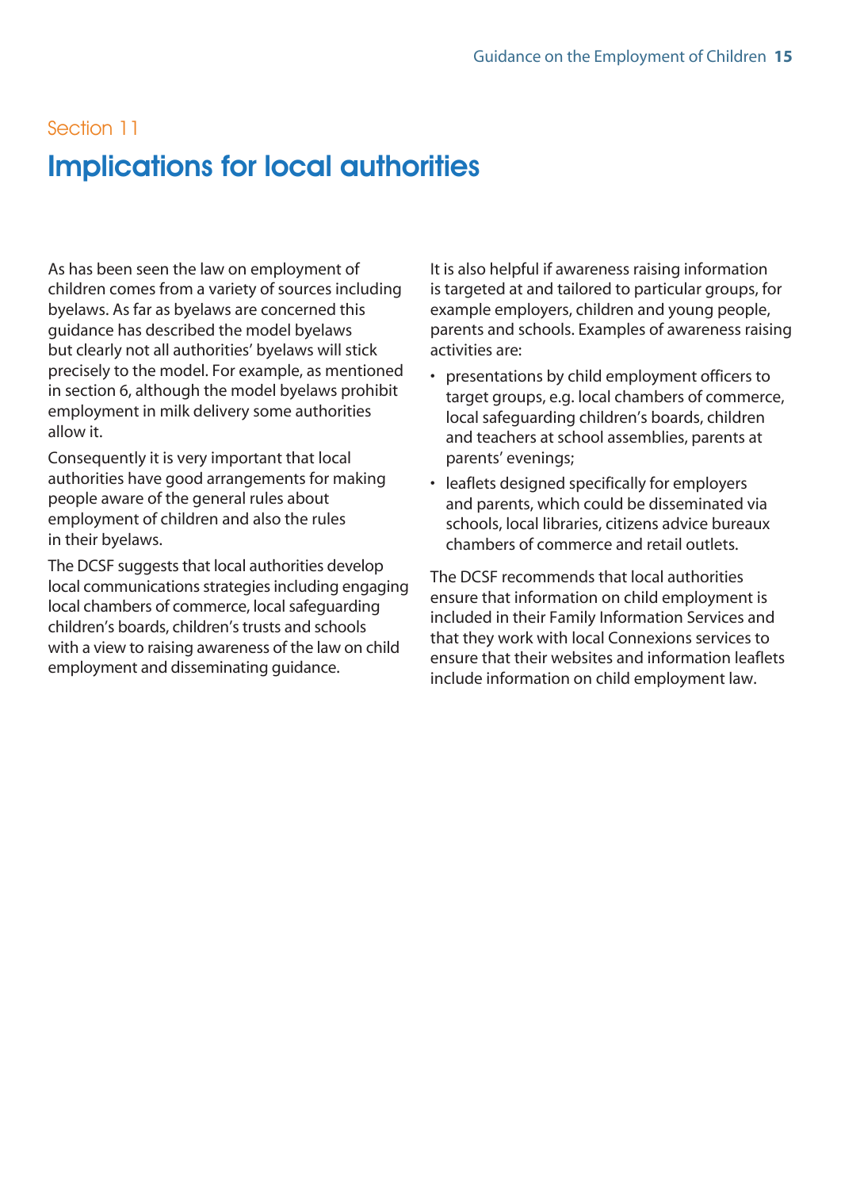Section 11

# Implications for local authorities

As has been seen the law on employment of children comes from a variety of sources including byelaws. As far as byelaws are concerned this guidance has described the model byelaws but clearly not all authorities' byelaws will stick precisely to the model. For example, as mentioned in section 6, although the model byelaws prohibit employment in milk delivery some authorities allow it.

Consequently it is very important that local authorities have good arrangements for making people aware of the general rules about employment of children and also the rules in their byelaws.

The DCSF suggests that local authorities develop local communications strategies including engaging local chambers of commerce, local safeguarding children's boards, children's trusts and schools with a view to raising awareness of the law on child employment and disseminating guidance.

It is also helpful if awareness raising information is targeted at and tailored to particular groups, for example employers, children and young people, parents and schools. Examples of awareness raising activities are:

- presentations by child employment officers to target groups, e.g. local chambers of commerce, local safeguarding children's boards, children and teachers at school assemblies, parents at parents' evenings;
- leaflets designed specifically for employers and parents, which could be disseminated via schools, local libraries, citizens advice bureaux chambers of commerce and retail outlets.

The DCSF recommends that local authorities ensure that information on child employment is included in their Family Information Services and that they work with local Connexions services to ensure that their websites and information leaflets include information on child employment law.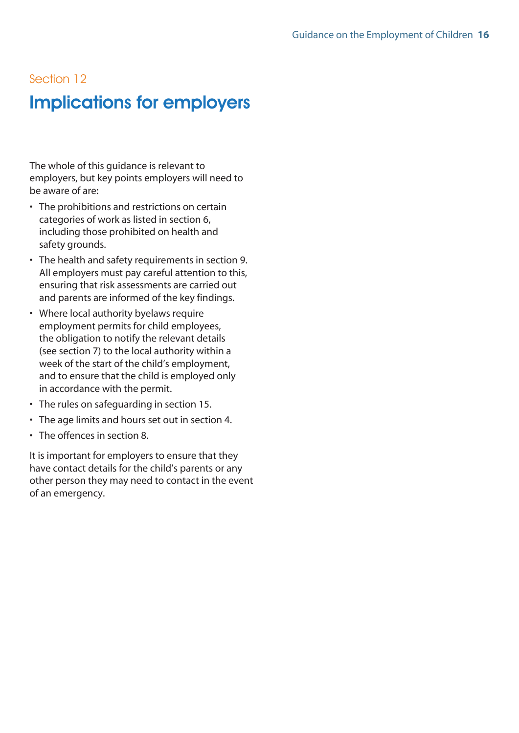Section 12

# Implications for employers

The whole of this guidance is relevant to employers, but key points employers will need to be aware of are:

- The prohibitions and restrictions on certain categories of work as listed in section 6, including those prohibited on health and safety grounds.
- The health and safety requirements in section 9. All employers must pay careful attention to this, ensuring that risk assessments are carried out and parents are informed of the key findings.
- Where local authority byelaws require employment permits for child employees, the obligation to notify the relevant details (see section 7) to the local authority within a week of the start of the child's employment, and to ensure that the child is employed only in accordance with the permit.
- The rules on safeguarding in section 15.
- The age limits and hours set out in section 4.
- The offences in section 8.

It is important for employers to ensure that they have contact details for the child's parents or any other person they may need to contact in the event of an emergency.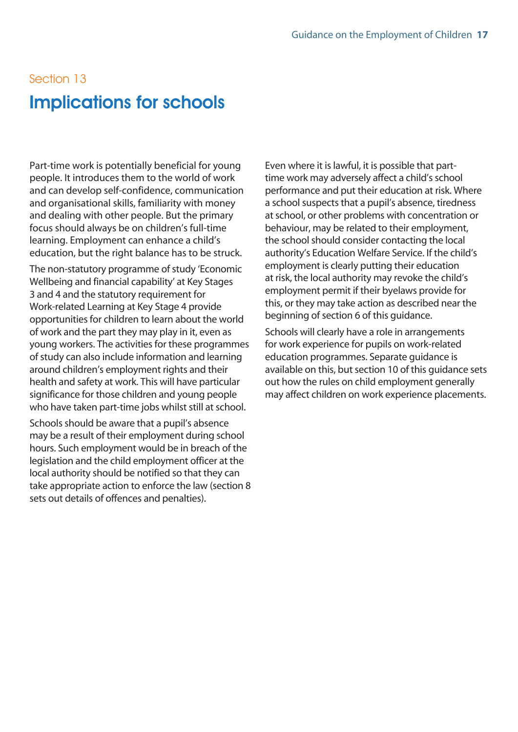Section 13

# Implications for schools

Part-time work is potentially beneficial for young people. It introduces them to the world of work and can develop self-confidence, communication and organisational skills, familiarity with money and dealing with other people. But the primary focus should always be on children's full-time learning. Employment can enhance a child's education, but the right balance has to be struck.

The non-statutory programme of study 'Economic Wellbeing and financial capability' at Key Stages 3 and 4 and the statutory requirement for Work-related Learning at Key Stage 4 provide opportunities for children to learn about the world of work and the part they may play in it, even as young workers. The activities for these programmes of study can also include information and learning around children's employment rights and their health and safety at work. This will have particular significance for those children and young people who have taken part-time jobs whilst still at school.

Schools should be aware that a pupil's absence may be a result of their employment during school hours. Such employment would be in breach of the legislation and the child employment officer at the local authority should be notified so that they can take appropriate action to enforce the law (section 8 sets out details of offences and penalties).

Even where it is lawful, it is possible that part-time work may adversely affect a child's school performance and put their education at risk. Where a school suspects that a pupil's absence, tiredness at school, or other problems with concentration or behaviour, may be related to their employment, the school should consider contacting the local authority's Education Welfare Service. If the child's employment is clearly putting their education at risk, the local authority may revoke the child's employment permit if their byelaws provide for this, or they may take action as described near the beginning of section 6 of this guidance.

Schools will clearly have a role in arrangements for work experience for pupils on work-related education programmes. Separate guidance is available on this, but section 10 of this guidance sets out how the rules on child employment generally may affect children on work experience placements.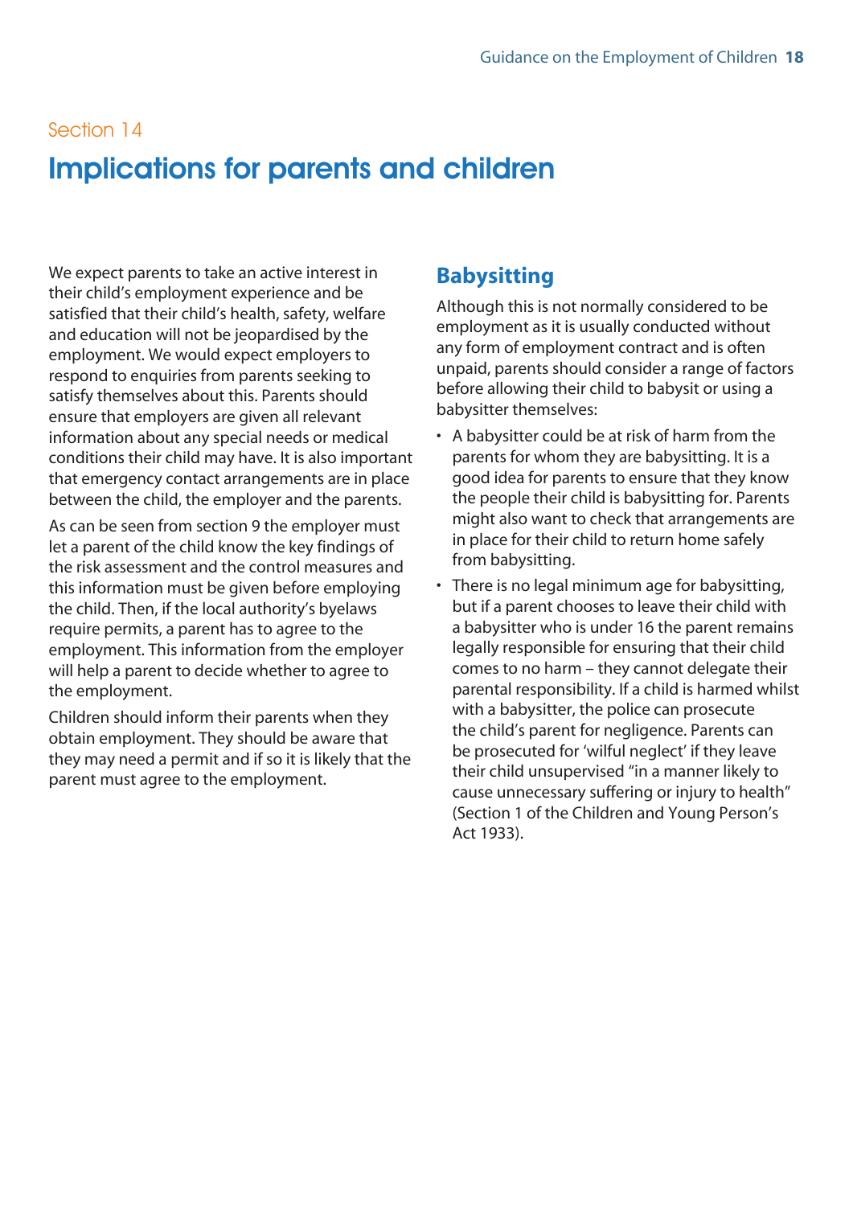Section 14

# Implications for parents and children

We expect parents to take an active interest in their child's employment experience and be satisfied that their child's health, safety, welfare and education will not be jeopardised by the employment. We would expect employers to respond to enquiries from parents seeking to satisfy themselves about this. Parents should ensure that employers are given all relevant information about any special needs or medical conditions their child may have. It is also important that emergency contact arrangements are in place between the child, the employer and the parents.

As can be seen from section 9 the employer must let a parent of the child know the key findings of the risk assessment and the control measures and this information must be given before employing the child. Then, if the local authority's byelaws require permits, a parent has to agree to the employment. This information from the employer will help a parent to decide whether to agree to the employment.

Children should inform their parents when they obtain employment. They should be aware that they may need a permit and if so it is likely that the parent must agree to the employment.

## Babysitting

Although this is not normally considered to be employment as it is usually conducted without any form of employment contract and is often unpaid, parents should consider a range of factors before allowing their child to babysit or using a babysitter themselves:

- A babysitter could be at risk of harm from the parents for whom they are babysitting. It is a good idea for parents to ensure that they know the people their child is babysitting for. Parents might also want to check that arrangements are in place for their child to return home safely from babysitting.
- There is no legal minimum age for babysitting, but if a parent chooses to leave their child with a babysitter who is under 16 the parent remains legally responsible for ensuring that their child comes to no harm – they cannot delegate their parental responsibility. If a child is harmed whilst with a babysitter, the police can prosecute the child's parent for negligence. Parents can be prosecuted for 'wilful neglect' if they leave their child unsupervised "in a manner likely to cause unnecessary suffering or injury to health" (Section 1 of the Children and Young Person's Act 1933).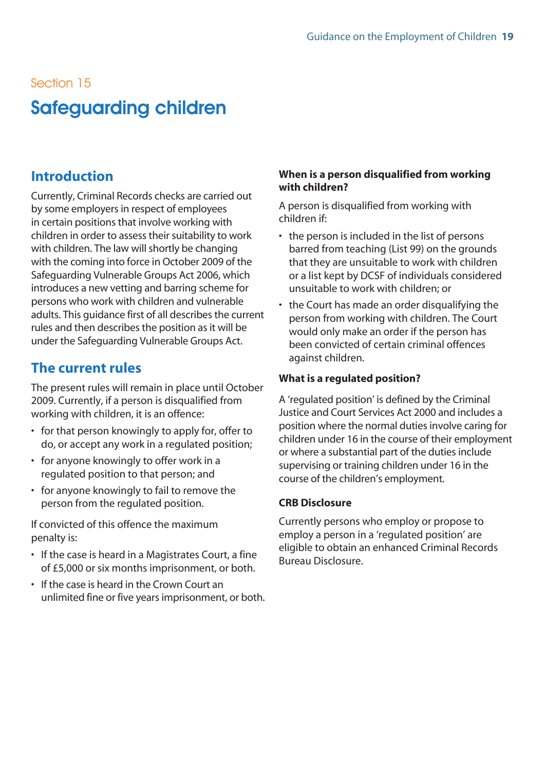Section 15

# Safeguarding children

## Introduction

Currently, Criminal Records checks are carried out by some employers in respect of employees in certain positions that involve working with children in order to assess their suitability to work with children. The law will shortly be changing with the coming into force in October 2009 of the Safeguarding Vulnerable Groups Act 2006, which introduces a new vetting and barring scheme for persons who work with children and vulnerable adults. This guidance first of all describes the current rules and then describes the position as it will be under the Safeguarding Vulnerable Groups Act.

## The current rules

The present rules will remain in place until October 2009. Currently, if a person is disqualified from working with children, it is an offence:

- for that person knowingly to apply for, offer to do, or accept any work in a regulated position;
- for anyone knowingly to offer work in a regulated position to that person; and
- for anyone knowingly to fail to remove the person from the regulated position.

If convicted of this offence the maximum penalty is:

- If the case is heard in a Magistrates Court, a fine of £5,000 or six months imprisonment, or both.
- If the case is heard in the Crown Court an unlimited fine or five years imprisonment, or both.

**When is a person disqualified from working with children?**

A person is disqualified from working with children if:

- the person is included in the list of persons barred from teaching (List 99) on the grounds that they are unsuitable to work with children or a list kept by DCSF of individuals considered unsuitable to work with children; or
- the Court has made an order disqualifying the person from working with children. The Court would only make an order if the person has been convicted of certain criminal offences against children.

**What is a regulated position?**

A 'regulated position' is defined by the Criminal Justice and Court Services Act 2000 and includes a position where the normal duties involve caring for children under 16 in the course of their employment or where a substantial part of the duties include supervising or training children under 16 in the course of the children's employment.

**CRB Disclosure**

Currently persons who employ or propose to employ a person in a 'regulated position' are eligible to obtain an enhanced Criminal Records Bureau Disclosure.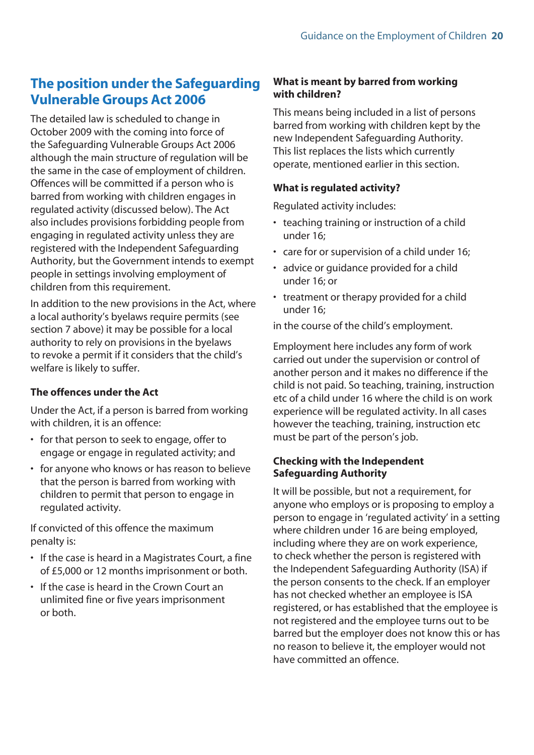## The position under the Safeguarding Vulnerable Groups Act 2006

The detailed law is scheduled to change in October 2009 with the coming into force of the Safeguarding Vulnerable Groups Act 2006 although the main structure of regulation will be the same in the case of employment of children. Offences will be committed if a person who is barred from working with children engages in regulated activity (discussed below). The Act also includes provisions forbidding people from engaging in regulated activity unless they are registered with the Independent Safeguarding Authority, but the Government intends to exempt people in settings involving employment of children from this requirement.

In addition to the new provisions in the Act, where a local authority's byelaws require permits (see section 7 above) it may be possible for a local authority to rely on provisions in the byelaws to revoke a permit if it considers that the child's welfare is likely to suffer.

### The offences under the Act

Under the Act, if a person is barred from working with children, it is an offence:

- for that person to seek to engage, offer to engage or engage in regulated activity; and
- for anyone who knows or has reason to believe that the person is barred from working with children to permit that person to engage in regulated activity.

If convicted of this offence the maximum penalty is:

- If the case is heard in a Magistrates Court, a fine of £5,000 or 12 months imprisonment or both.
- If the case is heard in the Crown Court an unlimited fine or five years imprisonment or both.

### What is meant by barred from working with children?

This means being included in a list of persons barred from working with children kept by the new Independent Safeguarding Authority. This list replaces the lists which currently operate, mentioned earlier in this section.

### What is regulated activity?

Regulated activity includes:

- teaching training or instruction of a child under 16;
- care for or supervision of a child under 16;
- advice or guidance provided for a child under 16; or
- treatment or therapy provided for a child under 16;

in the course of the child's employment.

Employment here includes any form of work carried out under the supervision or control of another person and it makes no difference if the child is not paid. So teaching, training, instruction etc of a child under 16 where the child is on work experience will be regulated activity. In all cases however the teaching, training, instruction etc must be part of the person's job.

### Checking with the Independent Safeguarding Authority

It will be possible, but not a requirement, for anyone who employs or is proposing to employ a person to engage in 'regulated activity' in a setting where children under 16 are being employed, including where they are on work experience, to check whether the person is registered with the Independent Safeguarding Authority (ISA) if the person consents to the check. If an employer has not checked whether an employee is ISA registered, or has established that the employee is not registered and the employee turns out to be barred but the employer does not know this or has no reason to believe it, the employer would not have committed an offence.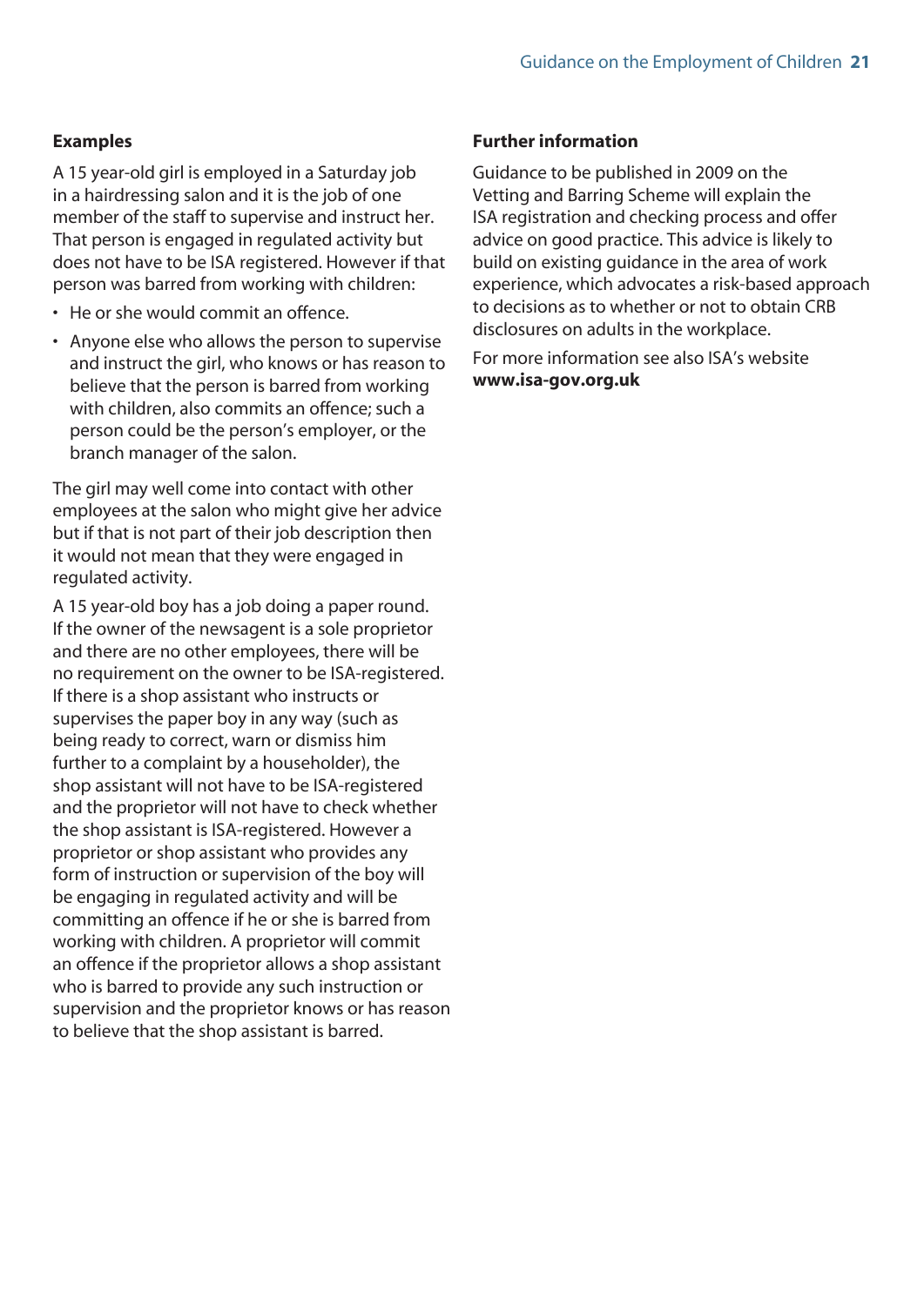### Examples

A 15 year-old girl is employed in a Saturday job in a hairdressing salon and it is the job of one member of the staff to supervise and instruct her. That person is engaged in regulated activity but does not have to be ISA registered. However if that person was barred from working with children:

- He or she would commit an offence.
- Anyone else who allows the person to supervise and instruct the girl, who knows or has reason to believe that the person is barred from working with children, also commits an offence; such a person could be the person's employer, or the branch manager of the salon.

The girl may well come into contact with other employees at the salon who might give her advice but if that is not part of their job description then it would not mean that they were engaged in regulated activity.

A 15 year-old boy has a job doing a paper round. If the owner of the newsagent is a sole proprietor and there are no other employees, there will be no requirement on the owner to be ISA-registered. If there is a shop assistant who instructs or supervises the paper boy in any way (such as being ready to correct, warn or dismiss him further to a complaint by a householder), the shop assistant will not have to be ISA-registered and the proprietor will not have to check whether the shop assistant is ISA-registered. However a proprietor or shop assistant who provides any form of instruction or supervision of the boy will be engaging in regulated activity and will be committing an offence if he or she is barred from working with children. A proprietor will commit an offence if the proprietor allows a shop assistant who is barred to provide any such instruction or supervision and the proprietor knows or has reason to believe that the shop assistant is barred.

### Further information

Guidance to be published in 2009 on the Vetting and Barring Scheme will explain the ISA registration and checking process and offer advice on good practice. This advice is likely to build on existing guidance in the area of work experience, which advocates a risk-based approach to decisions as to whether or not to obtain CRB disclosures on adults in the workplace.

For more information see also ISA's website **www.isa-gov.org.uk**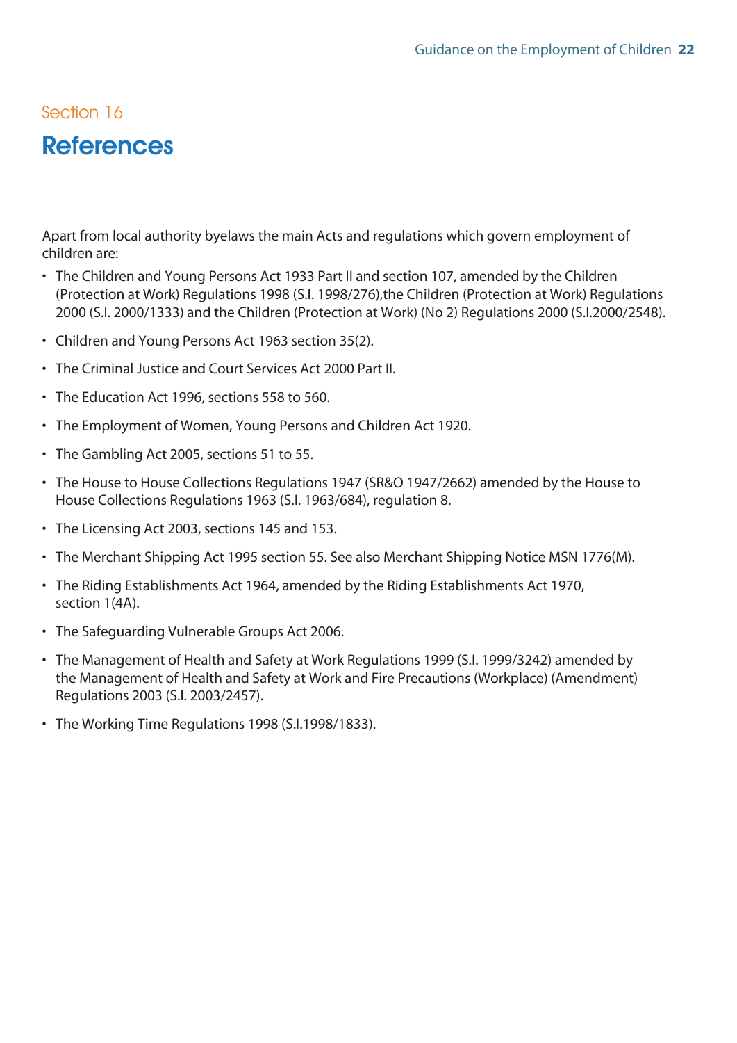Section 16

# References

Apart from local authority byelaws the main Acts and regulations which govern employment of children are:

- The Children and Young Persons Act 1933 Part II and section 107, amended by the Children (Protection at Work) Regulations 1998 (S.I. 1998/276),the Children (Protection at Work) Regulations 2000 (S.I. 2000/1333) and the Children (Protection at Work) (No 2) Regulations 2000 (S.I.2000/2548).
- Children and Young Persons Act 1963 section 35(2).
- The Criminal Justice and Court Services Act 2000 Part II.
- The Education Act 1996, sections 558 to 560.
- The Employment of Women, Young Persons and Children Act 1920.
- The Gambling Act 2005, sections 51 to 55.
- The House to House Collections Regulations 1947 (SR&O 1947/2662) amended by the House to House Collections Regulations 1963 (S.I. 1963/684), regulation 8.
- The Licensing Act 2003, sections 145 and 153.
- The Merchant Shipping Act 1995 section 55. See also Merchant Shipping Notice MSN 1776(M).
- The Riding Establishments Act 1964, amended by the Riding Establishments Act 1970, section 1(4A).
- The Safeguarding Vulnerable Groups Act 2006.
- The Management of Health and Safety at Work Regulations 1999 (S.I. 1999/3242) amended by the Management of Health and Safety at Work and Fire Precautions (Workplace) (Amendment) Regulations 2003 (S.I. 2003/2457).
- The Working Time Regulations 1998 (S.I.1998/1833).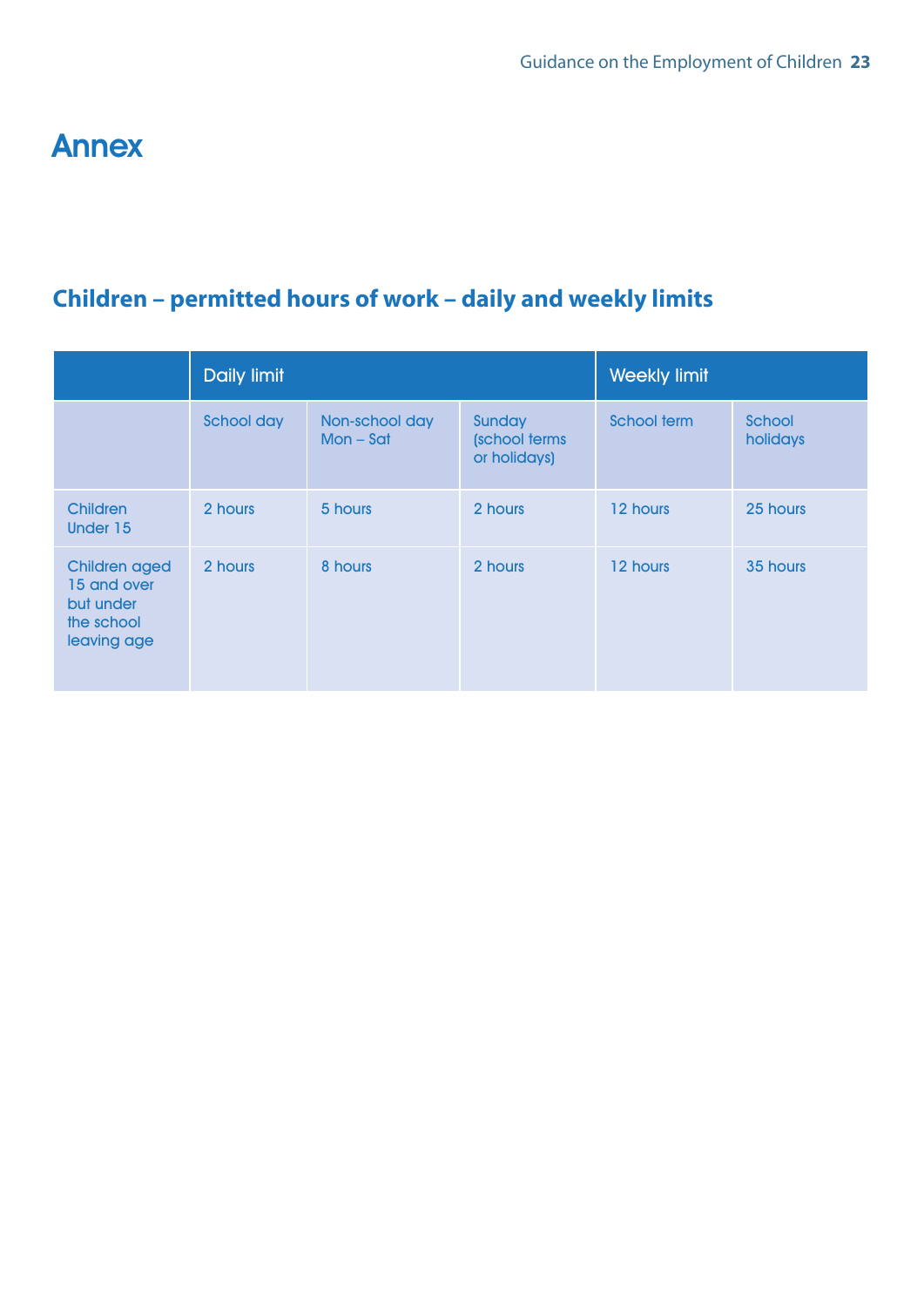# Annex

## Children – permitted hours of work – daily and weekly limits

| | Daily limit | | | Weekly limit | |
|---|---|---|---|---|---|
| | School day | Non-school day Mon – Sat | Sunday (school terms or holidays) | School term | School holidays |
| Children Under 15 | 2 hours | 5 hours | 2 hours | 12 hours | 25 hours |
| Children aged 15 and over but under the school leaving age | 2 hours | 8 hours | 2 hours | 12 hours | 35 hours |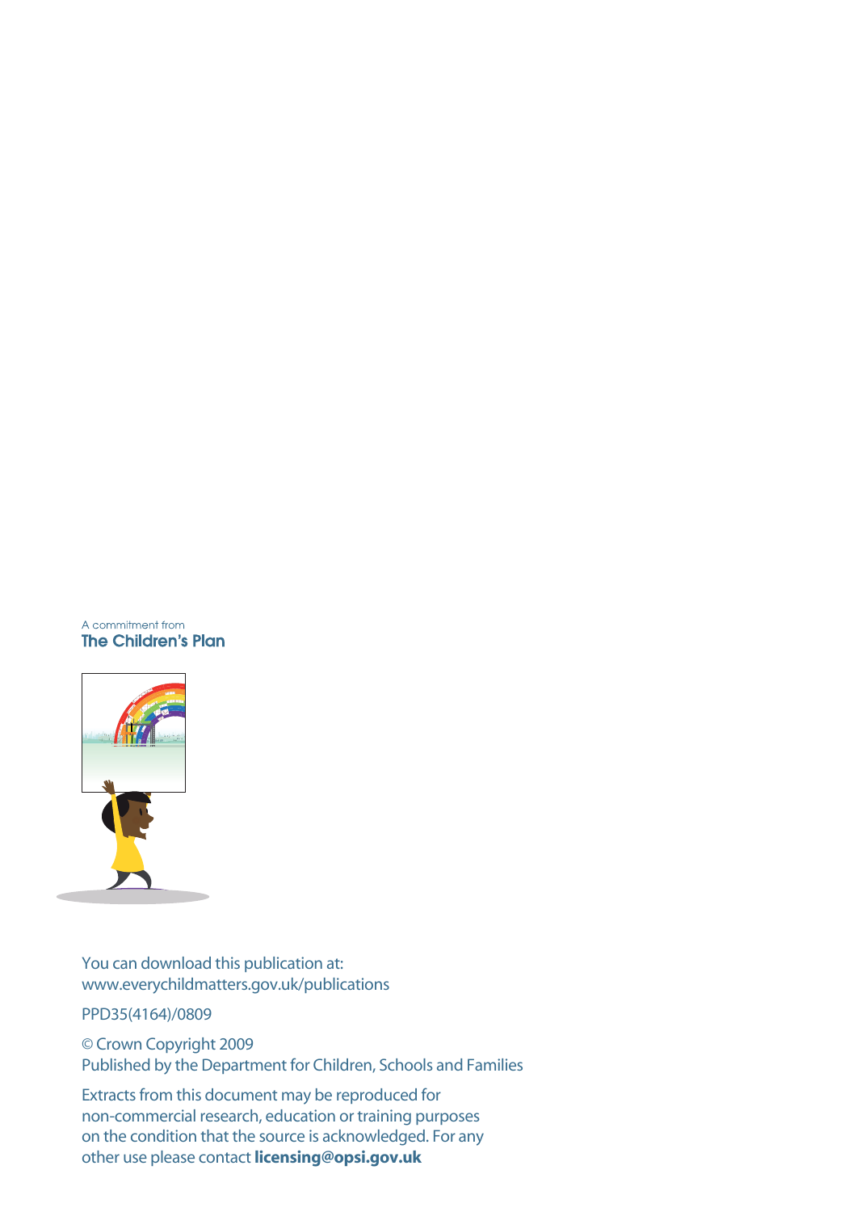A commitment from
**The Children's Plan**

You can download this publication at:
www.everychildmatters.gov.uk/publications

PPD35(4164)/0809

© Crown Copyright 2009
Published by the Department for Children, Schools and Families

Extracts from this document may be reproduced for non-commercial research, education or training purposes on the condition that the source is acknowledged. For any other use please contact **licensing@opsi.gov.uk**